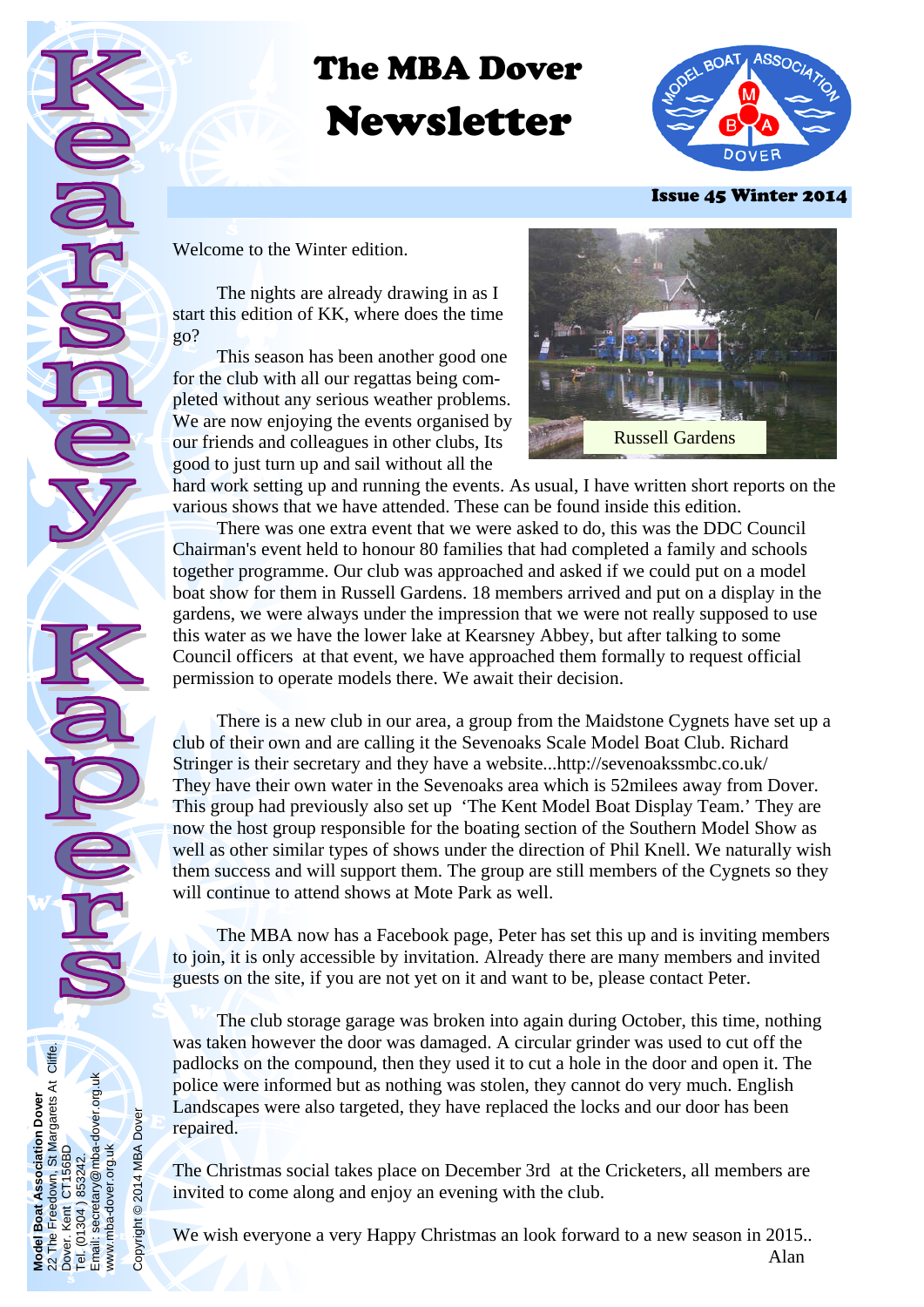# The MBA Dover Newsletter

# Kearsney Kapers

**Issue 45 Winter 2014**

Welcome to the Winter edition.

The nights are already drawing in as I start this edition of KK, where does the time go?

This season has been another good one for the club with all our regattas being com-pleted without any serious weather problems. We are now enjoying the events organised by our friends and colleagues in other clubs, Its good to just turn up and sail without all the hard work setting up and running the events. As usual, I have written short reports on the various shows that we have attended. These can be found inside this edition.

Russell Gardens

There was one extra event that we were asked to do, this was the DDC Council Chairman's event held to honour 80 families that had completed a family and schools together programme. Our club was approached and asked if we could put on a model boat show for them in Russell Gardens. 18 members arrived and put on a display in the gardens, we were always under the impression that we were not really supposed to use this water as we have the lower lake at Kearsney Abbey, but after talking to some Council officers at that event, we have approached them formally to request official permission to operate models there. We await their decision.

There is a new club in our area, a group from the Maidstone Cygnets have set up a club of their own and are calling it the Sevenoaks Scale Model Boat Club. Richard Stringer is their secretary and they have a website...http://sevenoakssmbc.co.uk/ They have their own water in the Sevenoaks area which is 52milees away from Dover. This group had previously also set up 'The Kent Model Boat Display Team.' They are now the host group responsible for the boating section of the Southern Model Show as well as other similar types of shows under the direction of Phil Knell. We naturally wish them success and will support them. The group are still members of the Cygnets so they will continue to attend shows at Mote Park as well.

The MBA now has a Facebook page, Peter has set this up and is inviting members to join, it is only accessible by invitation. Already there are many members and invited guests on the site, if you are not yet on it and want to be, please contact Peter.

The club storage garage was broken into again during October, this time, nothing was taken however the door was damaged. A circular grinder was used to cut off the padlocks on the compound, then they used it to cut a hole in the door and open it. The police were informed but as nothing was stolen, they cannot do very much. English Landscapes were also targeted, they have replaced the locks and our door has been repaired.

The Christmas social takes place on December 3rd at the Cricketers, all members are invited to come along and enjoy an evening with the club.

We wish everyone a very Happy Christmas an look forward to a new season in 2015..

Alan

**Model Boat Association Dover**
22 The Freedown, St Margarets At Cliffe.
Dover. Kent CT156BD
Tel. (01304 ) 853242.
Email: secretary@mba-dover.org.uk
www.mba-dover.org.uk

Copyright © 2014 MBA Dover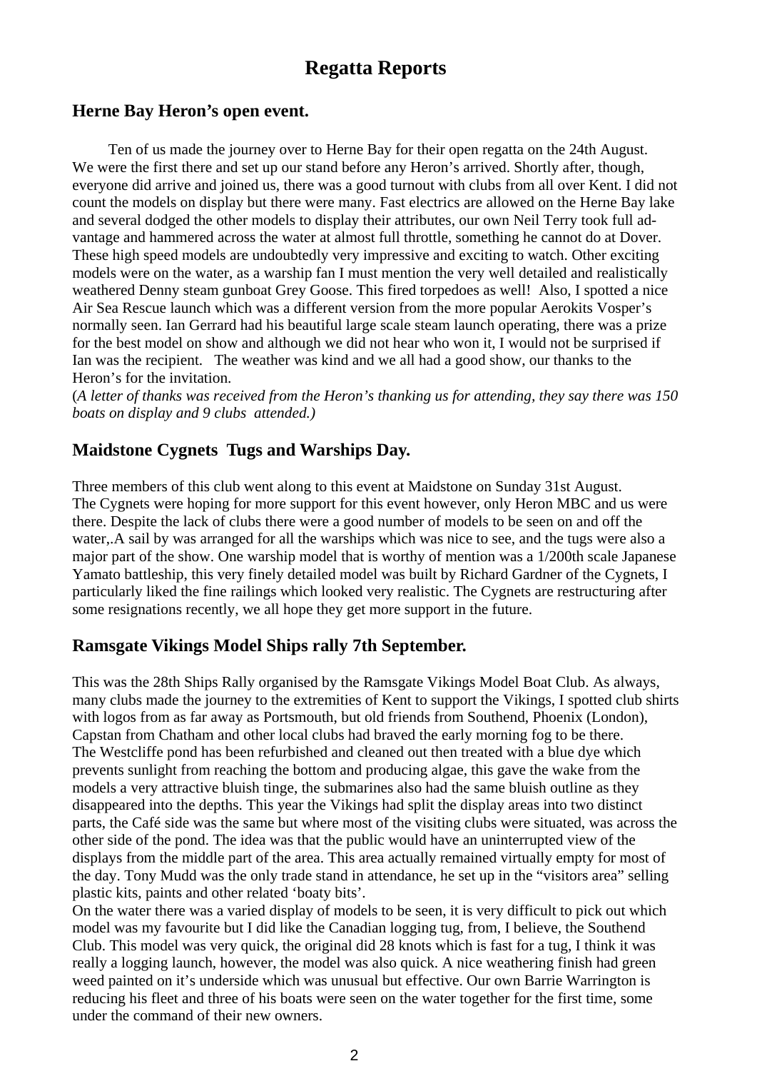# Regatta Reports

## Herne Bay Heron's open event.

Ten of us made the journey over to Herne Bay for their open regatta on the 24th August. We were the first there and set up our stand before any Heron's arrived. Shortly after, though, everyone did arrive and joined us, there was a good turnout with clubs from all over Kent. I did not count the models on display but there were many. Fast electrics are allowed on the Herne Bay lake and several dodged the other models to display their attributes, our own Neil Terry took full advantage and hammered across the water at almost full throttle, something he cannot do at Dover. These high speed models are undoubtedly very impressive and exciting to watch. Other exciting models were on the water, as a warship fan I must mention the very well detailed and realistically weathered Denny steam gunboat Grey Goose. This fired torpedoes as well! Also, I spotted a nice Air Sea Rescue launch which was a different version from the more popular Aerokits Vosper's normally seen. Ian Gerrard had his beautiful large scale steam launch operating, there was a prize for the best model on show and although we did not hear who won it, I would not be surprised if Ian was the recipient. The weather was kind and we all had a good show, our thanks to the Heron's for the invitation.

(*A letter of thanks was received from the Heron's thanking us for attending, they say there was 150 boats on display and 9 clubs attended.)*

## Maidstone Cygnets Tugs and Warships Day.

Three members of this club went along to this event at Maidstone on Sunday 31st August. The Cygnets were hoping for more support for this event however, only Heron MBC and us were there. Despite the lack of clubs there were a good number of models to be seen on and off the water,.A sail by was arranged for all the warships which was nice to see, and the tugs were also a major part of the show. One warship model that is worthy of mention was a 1/200th scale Japanese Yamato battleship, this very finely detailed model was built by Richard Gardner of the Cygnets, I particularly liked the fine railings which looked very realistic. The Cygnets are restructuring after some resignations recently, we all hope they get more support in the future.

## Ramsgate Vikings Model Ships rally 7th September.

This was the 28th Ships Rally organised by the Ramsgate Vikings Model Boat Club. As always, many clubs made the journey to the extremities of Kent to support the Vikings, I spotted club shirts with logos from as far away as Portsmouth, but old friends from Southend, Phoenix (London), Capstan from Chatham and other local clubs had braved the early morning fog to be there.

The Westcliffe pond has been refurbished and cleaned out then treated with a blue dye which prevents sunlight from reaching the bottom and producing algae, this gave the wake from the models a very attractive bluish tinge, the submarines also had the same bluish outline as they disappeared into the depths. This year the Vikings had split the display areas into two distinct parts, the Café side was the same but where most of the visiting clubs were situated, was across the other side of the pond. The idea was that the public would have an uninterrupted view of the displays from the middle part of the area. This area actually remained virtually empty for most of the day. Tony Mudd was the only trade stand in attendance, he set up in the "visitors area" selling plastic kits, paints and other related 'boaty bits'.

On the water there was a varied display of models to be seen, it is very difficult to pick out which model was my favourite but I did like the Canadian logging tug, from, I believe, the Southend Club. This model was very quick, the original did 28 knots which is fast for a tug, I think it was really a logging launch, however, the model was also quick. A nice weathering finish had green weed painted on it's underside which was unusual but effective. Our own Barrie Warrington is reducing his fleet and three of his boats were seen on the water together for the first time, some under the command of their new owners.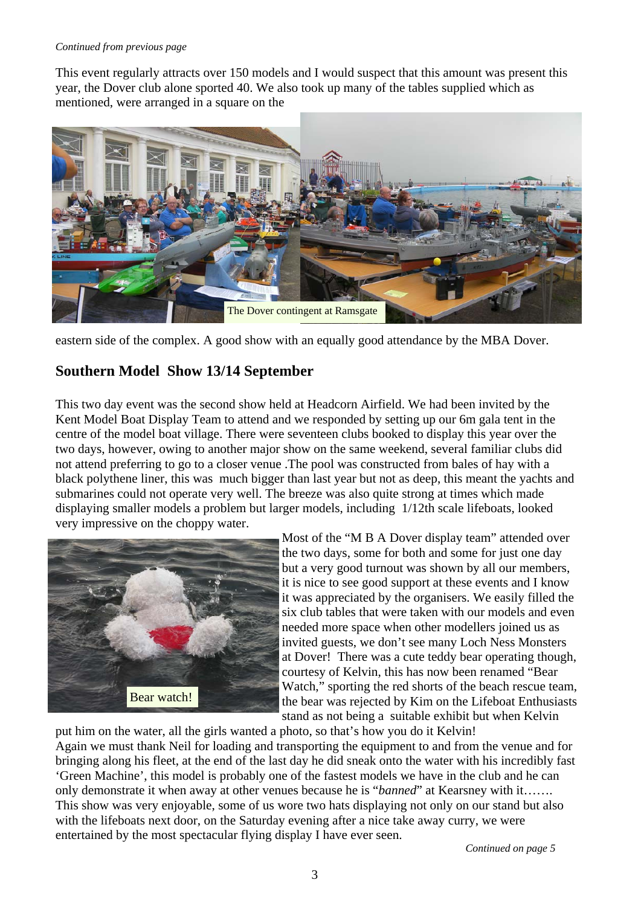*Continued from previous page*

This event regularly attracts over 150 models and I would suspect that this amount was present this year, the Dover club alone sported 40. We also took up many of the tables supplied which as mentioned, were arranged in a square on the eastern side of the complex. A good show with an equally good attendance by the MBA Dover.

The Dover contingent at Ramsgate

## Southern Model Show 13/14 September

This two day event was the second show held at Headcorn Airfield. We had been invited by the Kent Model Boat Display Team to attend and we responded by setting up our 6m gala tent in the centre of the model boat village. There were seventeen clubs booked to display this year over the two days, however, owing to another major show on the same weekend, several familiar clubs did not attend preferring to go to a closer venue .The pool was constructed from bales of hay with a black polythene liner, this was much bigger than last year but not as deep, this meant the yachts and submarines could not operate very well. The breeze was also quite strong at times which made displaying smaller models a problem but larger models, including 1/12th scale lifeboats, looked very impressive on the choppy water.

Bear watch!

Most of the "M B A Dover display team" attended over the two days, some for both and some for just one day but a very good turnout was shown by all our members, it is nice to see good support at these events and I know it was appreciated by the organisers. We easily filled the six club tables that were taken with our models and even needed more space when other modellers joined us as invited guests, we don't see many Loch Ness Monsters at Dover! There was a cute teddy bear operating though, courtesy of Kelvin, this has now been renamed "Bear Watch," sporting the red shorts of the beach rescue team, the bear was rejected by Kim on the Lifeboat Enthusiasts stand as not being a suitable exhibit but when Kelvin put him on the water, all the girls wanted a photo, so that's how you do it Kelvin!

Again we must thank Neil for loading and transporting the equipment to and from the venue and for bringing along his fleet, at the end of the last day he did sneak onto the water with his incredibly fast 'Green Machine', this model is probably one of the fastest models we have in the club and he can only demonstrate it when away at other venues because he is "*banned*" at Kearsney with it…….

This show was very enjoyable, some of us wore two hats displaying not only on our stand but also with the lifeboats next door, on the Saturday evening after a nice take away curry, we were entertained by the most spectacular flying display I have ever seen.

*Continued on page 5*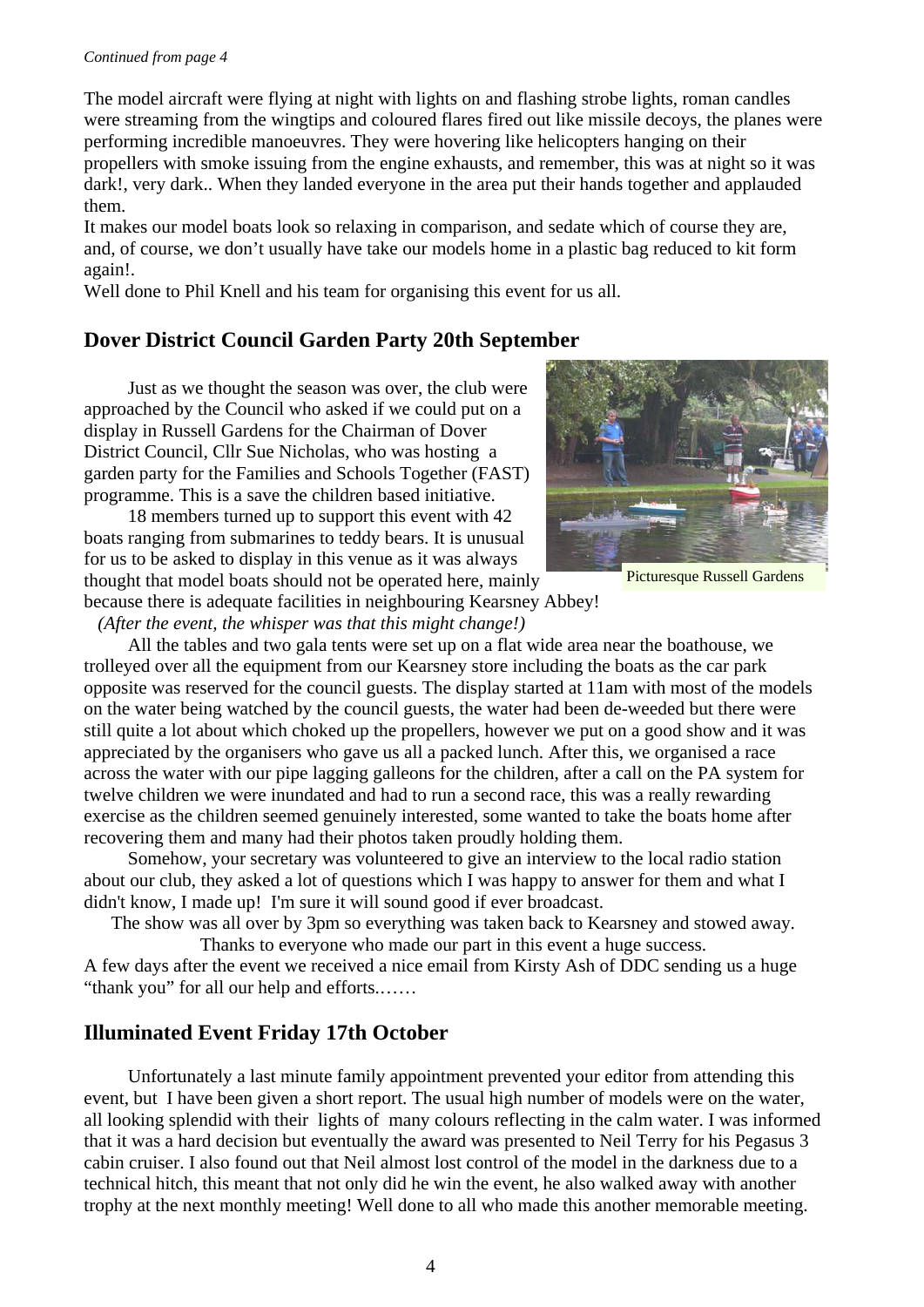*Continued from page 4*

The model aircraft were flying at night with lights on and flashing strobe lights, roman candles were streaming from the wingtips and coloured flares fired out like missile decoys, the planes were performing incredible manoeuvres. They were hovering like helicopters hanging on their propellers with smoke issuing from the engine exhausts, and remember, this was at night so it was dark!, very dark.. When they landed everyone in the area put their hands together and applauded them.

It makes our model boats look so relaxing in comparison, and sedate which of course they are, and, of course, we don't usually have take our models home in a plastic bag reduced to kit form again!.

Well done to Phil Knell and his team for organising this event for us all.

## Dover District Council Garden Party 20th September

Just as we thought the season was over, the club were approached by the Council who asked if we could put on a display in Russell Gardens for the Chairman of Dover District Council, Cllr Sue Nicholas, who was hosting a garden party for the Families and Schools Together (FAST) programme. This is a save the children based initiative.

18 members turned up to support this event with 42 boats ranging from submarines to teddy bears. It is unusual for us to be asked to display in this venue as it was always thought that model boats should not be operated here, mainly because there is adequate facilities in neighbouring Kearsney Abbey!

*(After the event, the whisper was that this might change!)*

Picturesque Russell Gardens

All the tables and two gala tents were set up on a flat wide area near the boathouse, we trolleyed over all the equipment from our Kearsney store including the boats as the car park opposite was reserved for the council guests. The display started at 11am with most of the models on the water being watched by the council guests, the water had been de-weeded but there were still quite a lot about which choked up the propellers, however we put on a good show and it was appreciated by the organisers who gave us all a packed lunch. After this, we organised a race across the water with our pipe lagging galleons for the children, after a call on the PA system for twelve children we were inundated and had to run a second race, this was a really rewarding exercise as the children seemed genuinely interested, some wanted to take the boats home after recovering them and many had their photos taken proudly holding them.

Somehow, your secretary was volunteered to give an interview to the local radio station about our club, they asked a lot of questions which I was happy to answer for them and what I didn't know, I made up! I'm sure it will sound good if ever broadcast.

The show was all over by 3pm so everything was taken back to Kearsney and stowed away.

Thanks to everyone who made our part in this event a huge success.

A few days after the event we received a nice email from Kirsty Ash of DDC sending us a huge "thank you" for all our help and efforts.……

## Illuminated Event Friday 17th October

Unfortunately a last minute family appointment prevented your editor from attending this event, but I have been given a short report. The usual high number of models were on the water, all looking splendid with their lights of many colours reflecting in the calm water. I was informed that it was a hard decision but eventually the award was presented to Neil Terry for his Pegasus 3 cabin cruiser. I also found out that Neil almost lost control of the model in the darkness due to a technical hitch, this meant that not only did he win the event, he also walked away with another trophy at the next monthly meeting! Well done to all who made this another memorable meeting.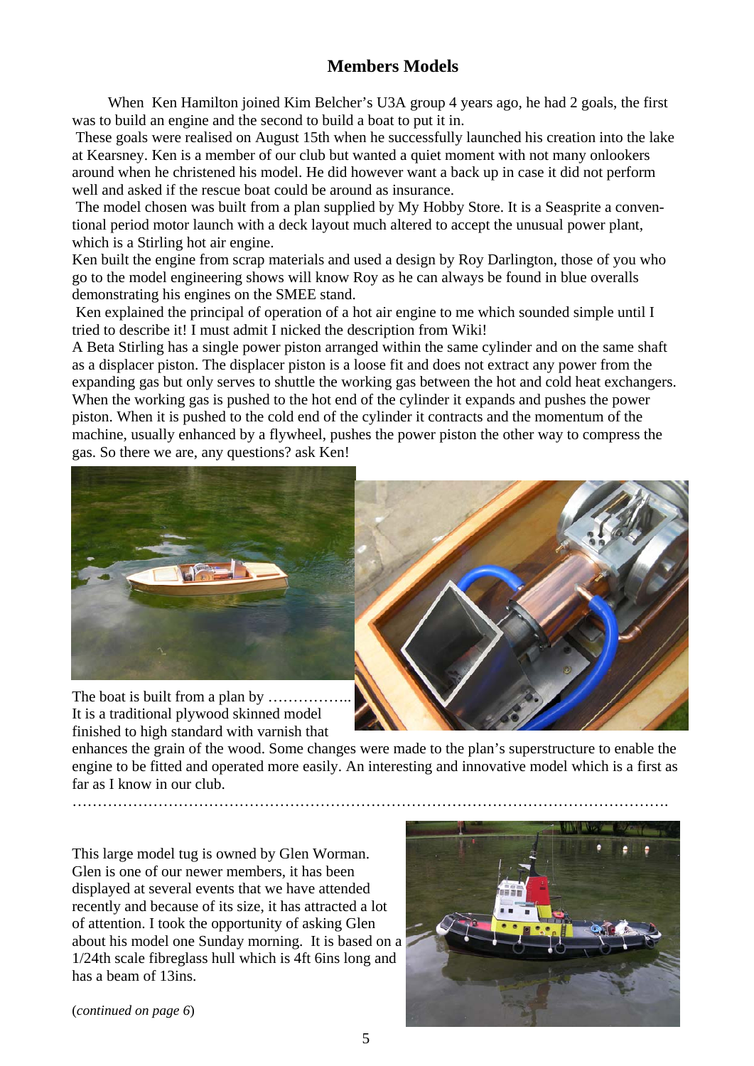## Members Models

When Ken Hamilton joined Kim Belcher's U3A group 4 years ago, he had 2 goals, the first was to build an engine and the second to build a boat to put it in.

These goals were realised on August 15th when he successfully launched his creation into the lake at Kearsney. Ken is a member of our club but wanted a quiet moment with not many onlookers around when he christened his model. He did however want a back up in case it did not perform well and asked if the rescue boat could be around as insurance.

The model chosen was built from a plan supplied by My Hobby Store. It is a Seasprite a conventional period motor launch with a deck layout much altered to accept the unusual power plant, which is a Stirling hot air engine.

Ken built the engine from scrap materials and used a design by Roy Darlington, those of you who go to the model engineering shows will know Roy as he can always be found in blue overalls demonstrating his engines on the SMEE stand.

Ken explained the principal of operation of a hot air engine to me which sounded simple until I tried to describe it! I must admit I nicked the description from Wiki!

A Beta Stirling has a single power piston arranged within the same cylinder and on the same shaft as a displacer piston. The displacer piston is a loose fit and does not extract any power from the expanding gas but only serves to shuttle the working gas between the hot and cold heat exchangers. When the working gas is pushed to the hot end of the cylinder it expands and pushes the power piston. When it is pushed to the cold end of the cylinder it contracts and the momentum of the machine, usually enhanced by a flywheel, pushes the power piston the other way to compress the gas. So there we are, any questions? ask Ken!

The boat is built from a plan by …………….. It is a traditional plywood skinned model finished to high standard with varnish that enhances the grain of the wood. Some changes were made to the plan's superstructure to enable the engine to be fitted and operated more easily. An interesting and innovative model which is a first as far as I know in our club.

……………………………………………………………………………………………………

This large model tug is owned by Glen Worman. Glen is one of our newer members, it has been displayed at several events that we have attended recently and because of its size, it has attracted a lot of attention. I took the opportunity of asking Glen about his model one Sunday morning. It is based on a 1/24th scale fibreglass hull which is 4ft 6ins long and has a beam of 13ins.

(*continued on page 6*)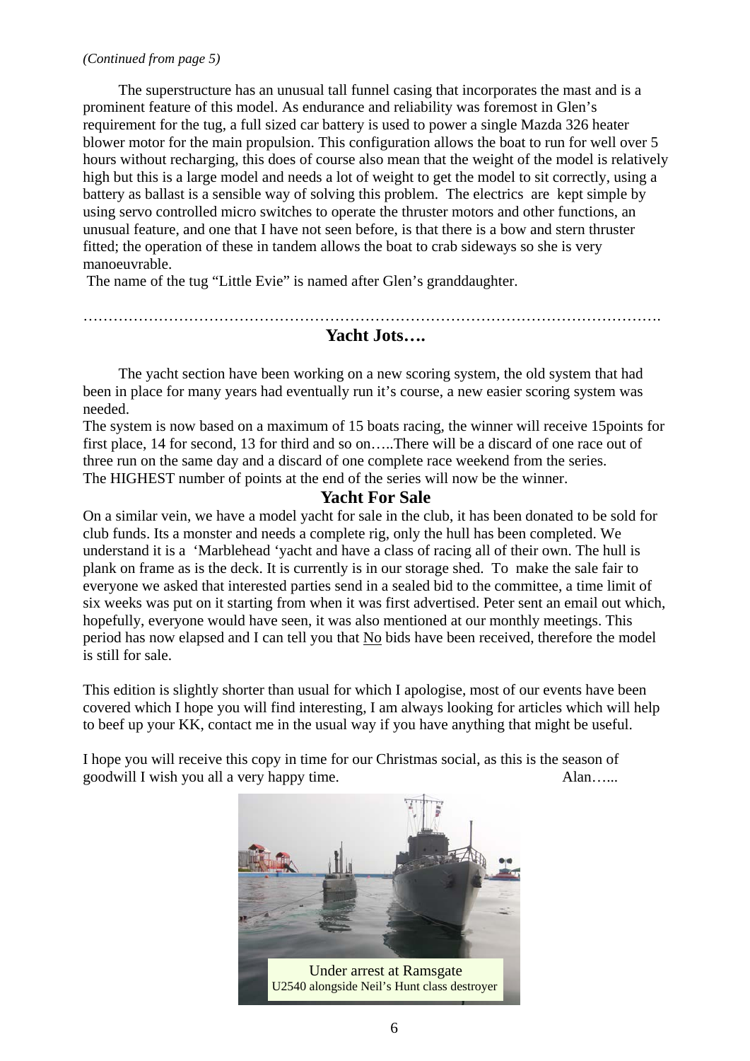*(Continued from page 5)*

The superstructure has an unusual tall funnel casing that incorporates the mast and is a prominent feature of this model. As endurance and reliability was foremost in Glen's requirement for the tug, a full sized car battery is used to power a single Mazda 326 heater blower motor for the main propulsion. This configuration allows the boat to run for well over 5 hours without recharging, this does of course also mean that the weight of the model is relatively high but this is a large model and needs a lot of weight to get the model to sit correctly, using a battery as ballast is a sensible way of solving this problem. The electrics are kept simple by using servo controlled micro switches to operate the thruster motors and other functions, an unusual feature, and one that I have not seen before, is that there is a bow and stern thruster fitted; the operation of these in tandem allows the boat to crab sideways so she is very manoeuvrable.

The name of the tug "Little Evie" is named after Glen's granddaughter.

……………………………………………………………………………………………………

## Yacht Jots….

The yacht section have been working on a new scoring system, the old system that had been in place for many years had eventually run it's course, a new easier scoring system was needed.

The system is now based on a maximum of 15 boats racing, the winner will receive 15points for first place, 14 for second, 13 for third and so on…..There will be a discard of one race out of three run on the same day and a discard of one complete race weekend from the series.

The HIGHEST number of points at the end of the series will now be the winner.

## Yacht For Sale

On a similar vein, we have a model yacht for sale in the club, it has been donated to be sold for club funds. Its a monster and needs a complete rig, only the hull has been completed. We understand it is a 'Marblehead 'yacht and have a class of racing all of their own. The hull is plank on frame as is the deck. It is currently is in our storage shed. To make the sale fair to everyone we asked that interested parties send in a sealed bid to the committee, a time limit of six weeks was put on it starting from when it was first advertised. Peter sent an email out which, hopefully, everyone would have seen, it was also mentioned at our monthly meetings. This period has now elapsed and I can tell you that No bids have been received, therefore the model is still for sale.

This edition is slightly shorter than usual for which I apologise, most of our events have been covered which I hope you will find interesting, I am always looking for articles which will help to beef up your KK, contact me in the usual way if you have anything that might be useful.

I hope you will receive this copy in time for our Christmas social, as this is the season of goodwill I wish you all a very happy time. Alan…...

Under arrest at Ramsgate
U2540 alongside Neil's Hunt class destroyer